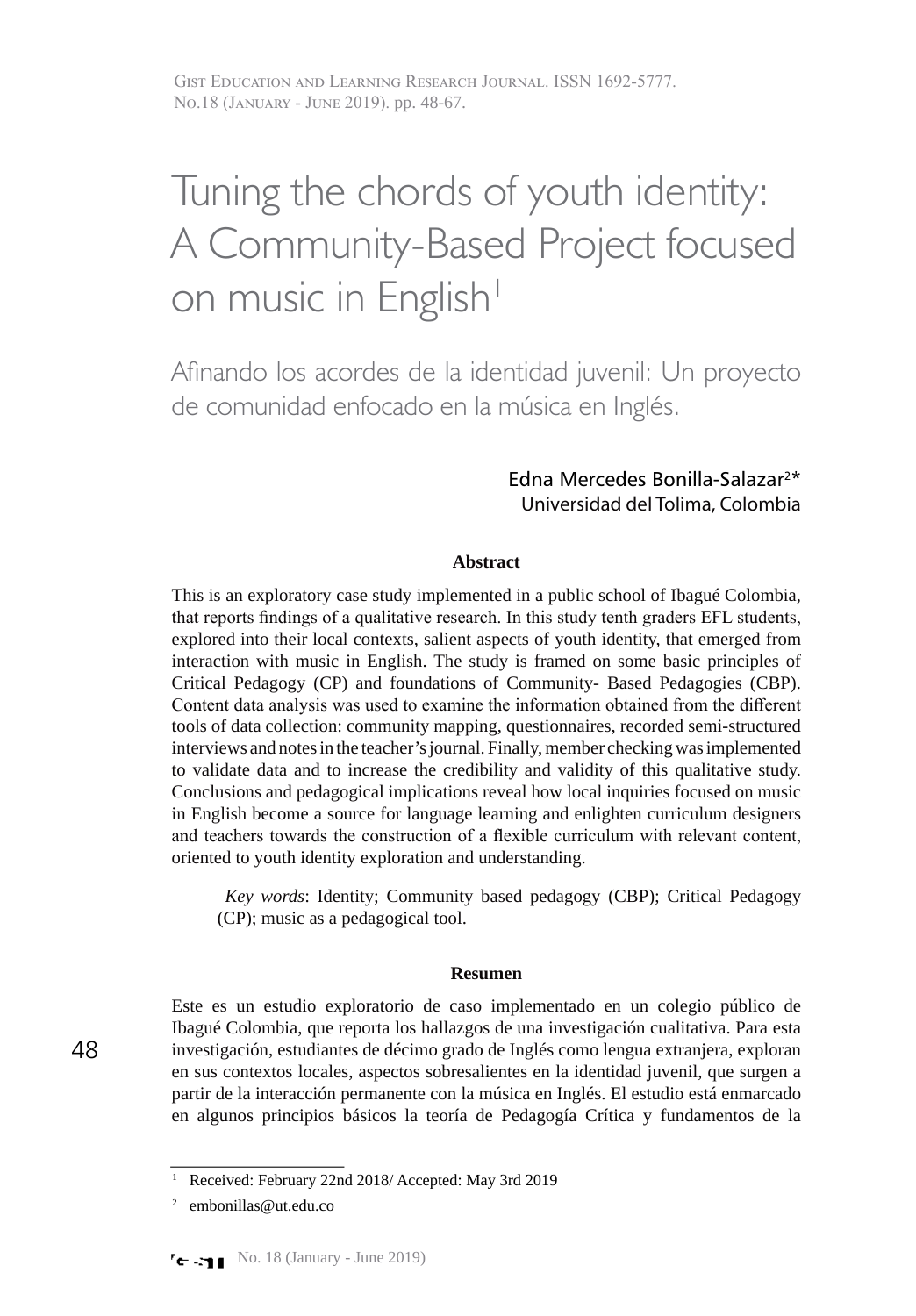# Tuning the chords of youth identity: A Community-Based Project focused on music in English[1]

## Afinando los acordes de la identidad juvenil: Un proyecto de comunidad enfocado en la música en Inglés.

Edna Mercedes Bonilla-Salazar[2]*
Universidad del Tolima, Colombia

### Abstract

This is an exploratory case study implemented in a public school of Ibagué Colombia, that reports findings of a qualitative research. In this study tenth graders EFL students, explored into their local contexts, salient aspects of youth identity, that emerged from interaction with music in English. The study is framed on some basic principles of Critical Pedagogy (CP) and foundations of Community- Based Pedagogies (CBP). Content data analysis was used to examine the information obtained from the different tools of data collection: community mapping, questionnaires, recorded semi-structured interviews and notes in the teacher's journal. Finally, member checking was implemented to validate data and to increase the credibility and validity of this qualitative study. Conclusions and pedagogical implications reveal how local inquiries focused on music in English become a source for language learning and enlighten curriculum designers and teachers towards the construction of a flexible curriculum with relevant content, oriented to youth identity exploration and understanding.

*Key words*: Identity; Community based pedagogy (CBP); Critical Pedagogy (CP); music as a pedagogical tool.

### Resumen

Este es un estudio exploratorio de caso implementado en un colegio público de Ibagué Colombia, que reporta los hallazgos de una investigación cualitativa. Para esta investigación, estudiantes de décimo grado de Inglés como lengua extranjera, exploran en sus contextos locales, aspectos sobresalientes en la identidad juvenil, que surgen a partir de la interacción permanente con la música en Inglés. El estudio está enmarcado en algunos principios básicos la teoría de Pedagogía Crítica y fundamentos de la

---

[1] Received: February 22nd 2018/ Accepted: May 3rd 2019

[2] embonillas@ut.edu.co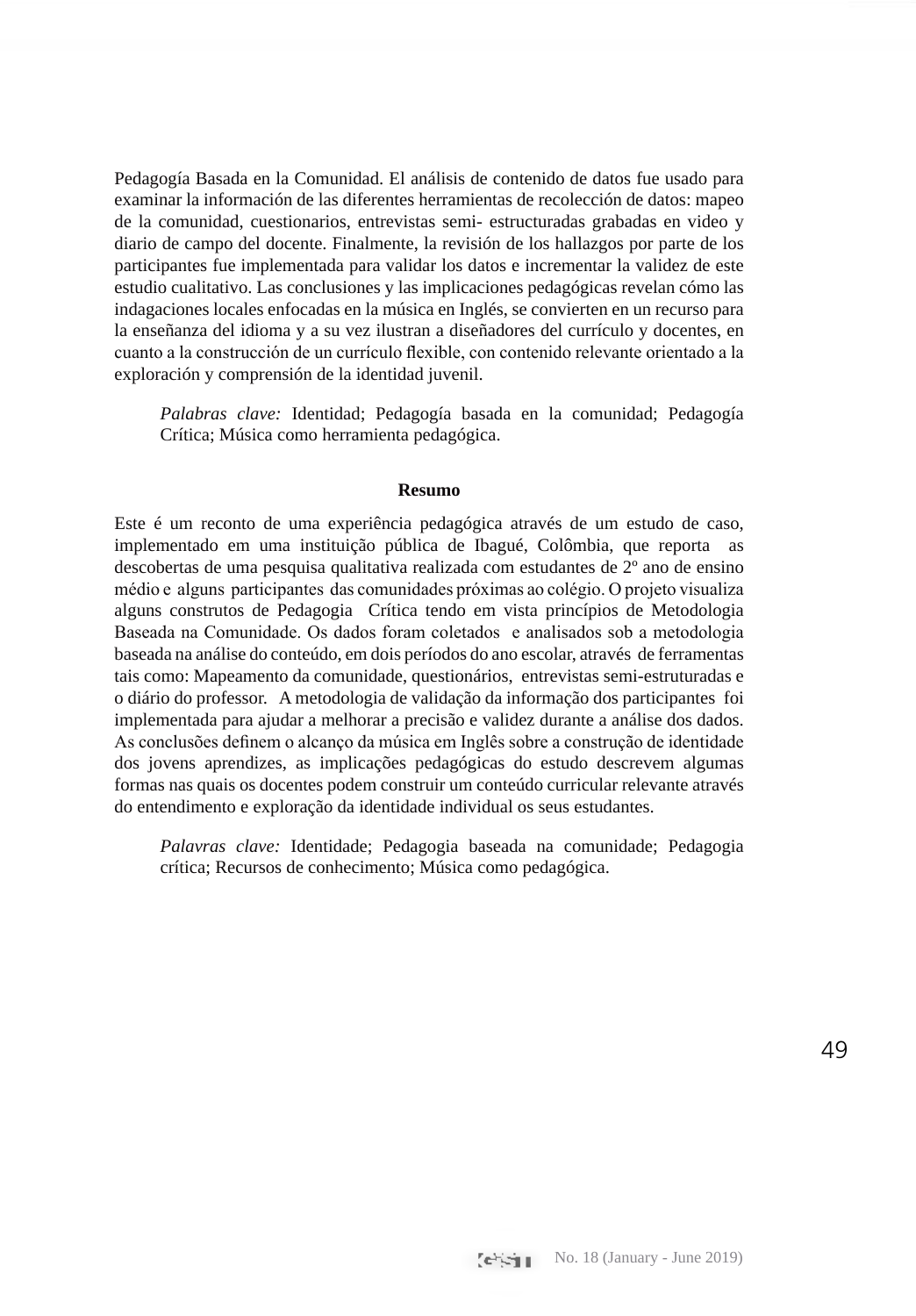Pedagogía Basada en la Comunidad. El análisis de contenido de datos fue usado para examinar la información de las diferentes herramientas de recolección de datos: mapeo de la comunidad, cuestionarios, entrevistas semi- estructuradas grabadas en video y diario de campo del docente. Finalmente, la revisión de los hallazgos por parte de los participantes fue implementada para validar los datos e incrementar la validez de este estudio cualitativo. Las conclusiones y las implicaciones pedagógicas revelan cómo las indagaciones locales enfocadas en la música en Inglés, se convierten en un recurso para la enseñanza del idioma y a su vez ilustran a diseñadores del currículo y docentes, en cuanto a la construcción de un currículo flexible, con contenido relevante orientado a la exploración y comprensión de la identidad juvenil.

> *Palabras clave:* Identidad; Pedagogía basada en la comunidad; Pedagogía Crítica; Música como herramienta pedagógica.

**Resumo**

Este é um reconto de uma experiência pedagógica através de um estudo de caso, implementado em uma instituição pública de Ibagué, Colômbia, que reporta as descobertas de uma pesquisa qualitativa realizada com estudantes de 2º ano de ensino médio e alguns participantes das comunidades próximas ao colégio. O projeto visualiza alguns construtos de Pedagogia Crítica tendo em vista princípios de Metodologia Baseada na Comunidade. Os dados foram coletados e analisados sob a metodologia baseada na análise do conteúdo, em dois períodos do ano escolar, através de ferramentas tais como: Mapeamento da comunidade, questionários, entrevistas semi-estruturadas e o diário do professor. A metodologia de validação da informação dos participantes foi implementada para ajudar a melhorar a precisão e validez durante a análise dos dados. As conclusões definem o alcanço da música em Inglês sobre a construção de identidade dos jovens aprendizes, as implicações pedagógicas do estudo descrevem algumas formas nas quais os docentes podem construir um conteúdo curricular relevante através do entendimento e exploração da identidade individual os seus estudantes.

> *Palavras clave:* Identidade; Pedagogia baseada na comunidade; Pedagogia crítica; Recursos de conhecimento; Música como pedagógica.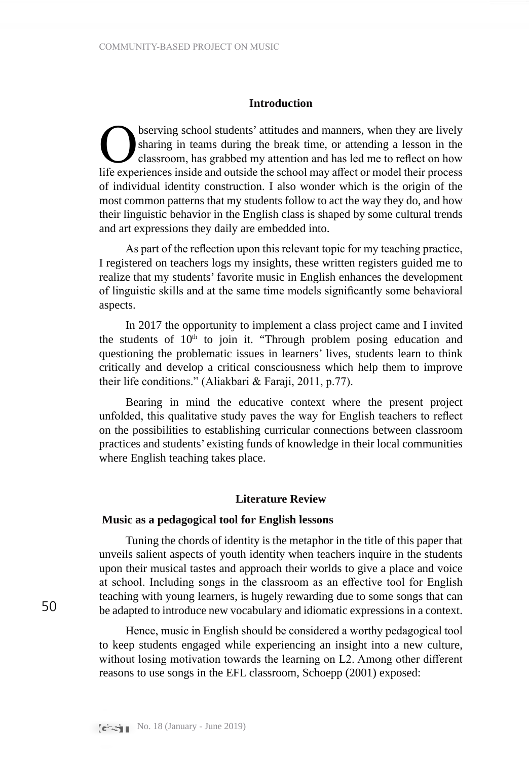## Introduction

Observing school students' attitudes and manners, when they are lively sharing in teams during the break time, or attending a lesson in the classroom, has grabbed my attention and has led me to reflect on how life experiences inside and outside the school may affect or model their process of individual identity construction. I also wonder which is the origin of the most common patterns that my students follow to act the way they do, and how their linguistic behavior in the English class is shaped by some cultural trends and art expressions they daily are embedded into.

As part of the reflection upon this relevant topic for my teaching practice, I registered on teachers logs my insights, these written registers guided me to realize that my students' favorite music in English enhances the development of linguistic skills and at the same time models significantly some behavioral aspects.

In 2017 the opportunity to implement a class project came and I invited the students of 10th to join it. "Through problem posing education and questioning the problematic issues in learners' lives, students learn to think critically and develop a critical consciousness which help them to improve their life conditions." (Aliakbari & Faraji, 2011, p.77).

Bearing in mind the educative context where the present project unfolded, this qualitative study paves the way for English teachers to reflect on the possibilities to establishing curricular connections between classroom practices and students' existing funds of knowledge in their local communities where English teaching takes place.

## Literature Review

### Music as a pedagogical tool for English lessons

Tuning the chords of identity is the metaphor in the title of this paper that unveils salient aspects of youth identity when teachers inquire in the students upon their musical tastes and approach their worlds to give a place and voice at school. Including songs in the classroom as an effective tool for English teaching with young learners, is hugely rewarding due to some songs that can be adapted to introduce new vocabulary and idiomatic expressions in a context.

Hence, music in English should be considered a worthy pedagogical tool to keep students engaged while experiencing an insight into a new culture, without losing motivation towards the learning on L2. Among other different reasons to use songs in the EFL classroom, Schoepp (2001) exposed: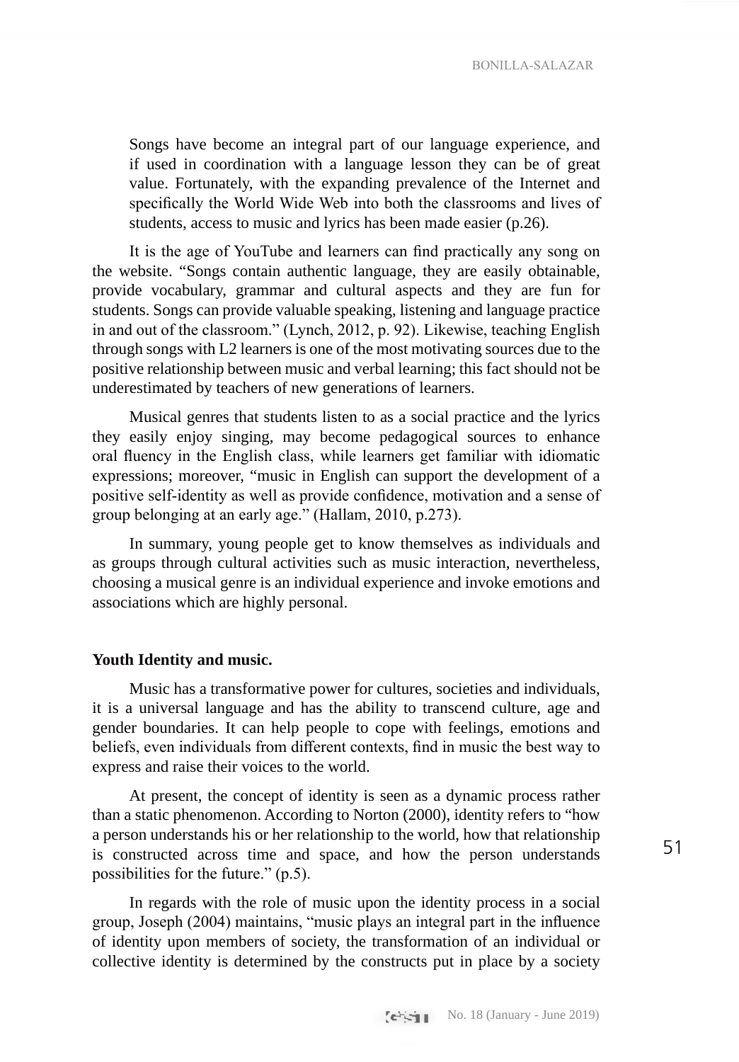> Songs have become an integral part of our language experience, and if used in coordination with a language lesson they can be of great value. Fortunately, with the expanding prevalence of the Internet and specifically the World Wide Web into both the classrooms and lives of students, access to music and lyrics has been made easier (p.26).

It is the age of YouTube and learners can find practically any song on the website. "Songs contain authentic language, they are easily obtainable, provide vocabulary, grammar and cultural aspects and they are fun for students. Songs can provide valuable speaking, listening and language practice in and out of the classroom." (Lynch, 2012, p. 92). Likewise, teaching English through songs with L2 learners is one of the most motivating sources due to the positive relationship between music and verbal learning; this fact should not be underestimated by teachers of new generations of learners.

Musical genres that students listen to as a social practice and the lyrics they easily enjoy singing, may become pedagogical sources to enhance oral fluency in the English class, while learners get familiar with idiomatic expressions; moreover, "music in English can support the development of a positive self-identity as well as provide confidence, motivation and a sense of group belonging at an early age." (Hallam, 2010, p.273).

In summary, young people get to know themselves as individuals and as groups through cultural activities such as music interaction, nevertheless, choosing a musical genre is an individual experience and invoke emotions and associations which are highly personal.

**Youth Identity and music.**

Music has a transformative power for cultures, societies and individuals, it is a universal language and has the ability to transcend culture, age and gender boundaries. It can help people to cope with feelings, emotions and beliefs, even individuals from different contexts, find in music the best way to express and raise their voices to the world.

At present, the concept of identity is seen as a dynamic process rather than a static phenomenon. According to Norton (2000), identity refers to "how a person understands his or her relationship to the world, how that relationship is constructed across time and space, and how the person understands possibilities for the future." (p.5).

In regards with the role of music upon the identity process in a social group, Joseph (2004) maintains, "music plays an integral part in the influence of identity upon members of society, the transformation of an individual or collective identity is determined by the constructs put in place by a society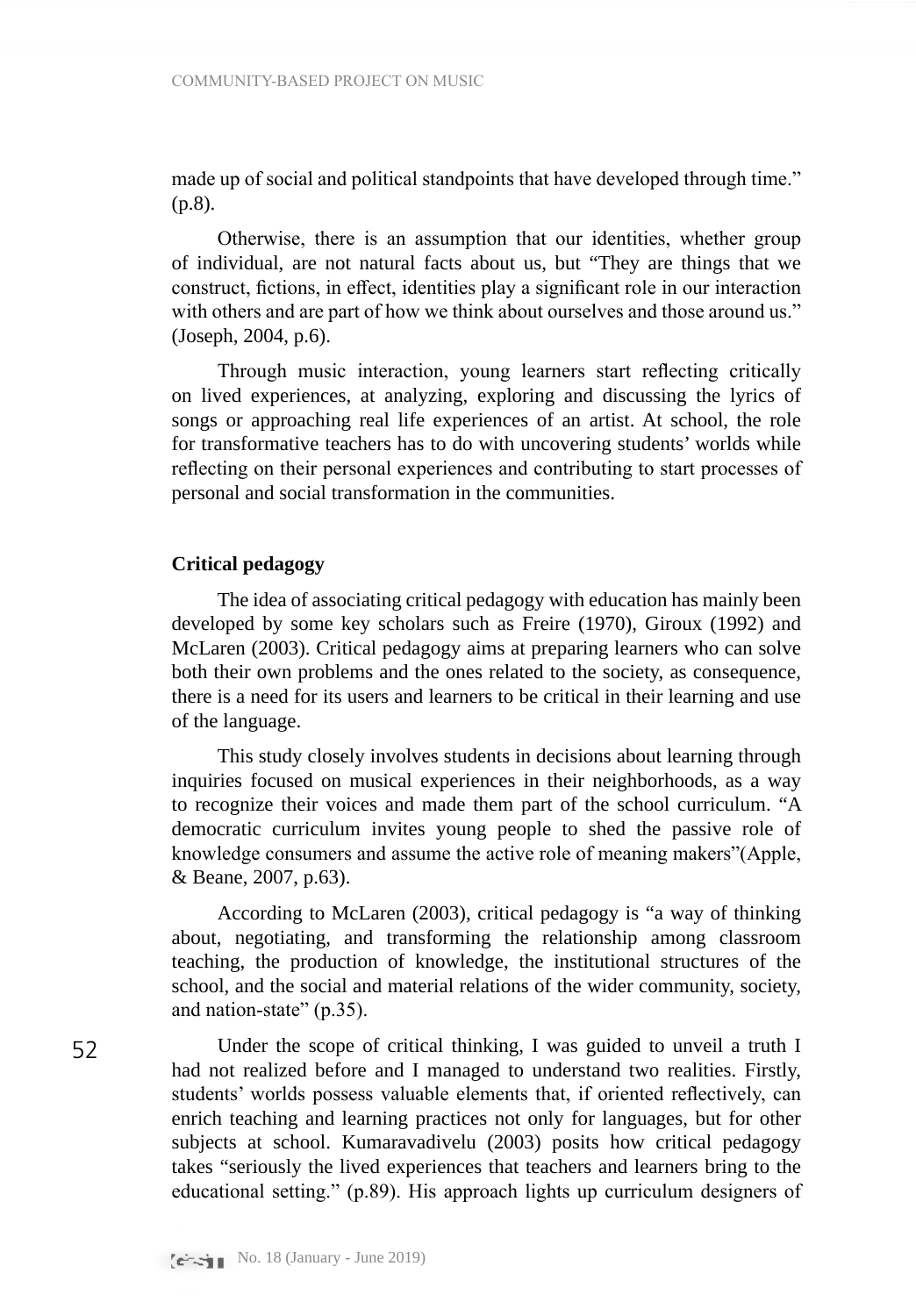made up of social and political standpoints that have developed through time." (p.8).

Otherwise, there is an assumption that our identities, whether group of individual, are not natural facts about us, but "They are things that we construct, fictions, in effect, identities play a significant role in our interaction with others and are part of how we think about ourselves and those around us." (Joseph, 2004, p.6).

Through music interaction, young learners start reflecting critically on lived experiences, at analyzing, exploring and discussing the lyrics of songs or approaching real life experiences of an artist. At school, the role for transformative teachers has to do with uncovering students' worlds while reflecting on their personal experiences and contributing to start processes of personal and social transformation in the communities.

## Critical pedagogy

The idea of associating critical pedagogy with education has mainly been developed by some key scholars such as Freire (1970), Giroux (1992) and McLaren (2003). Critical pedagogy aims at preparing learners who can solve both their own problems and the ones related to the society, as consequence, there is a need for its users and learners to be critical in their learning and use of the language.

This study closely involves students in decisions about learning through inquiries focused on musical experiences in their neighborhoods, as a way to recognize their voices and made them part of the school curriculum. "A democratic curriculum invites young people to shed the passive role of knowledge consumers and assume the active role of meaning makers"(Apple, & Beane, 2007, p.63).

According to McLaren (2003), critical pedagogy is "a way of thinking about, negotiating, and transforming the relationship among classroom teaching, the production of knowledge, the institutional structures of the school, and the social and material relations of the wider community, society, and nation-state" (p.35).

Under the scope of critical thinking, I was guided to unveil a truth I had not realized before and I managed to understand two realities. Firstly, students' worlds possess valuable elements that, if oriented reflectively, can enrich teaching and learning practices not only for languages, but for other subjects at school. Kumaravadivelu (2003) posits how critical pedagogy takes "seriously the lived experiences that teachers and learners bring to the educational setting." (p.89). His approach lights up curriculum designers of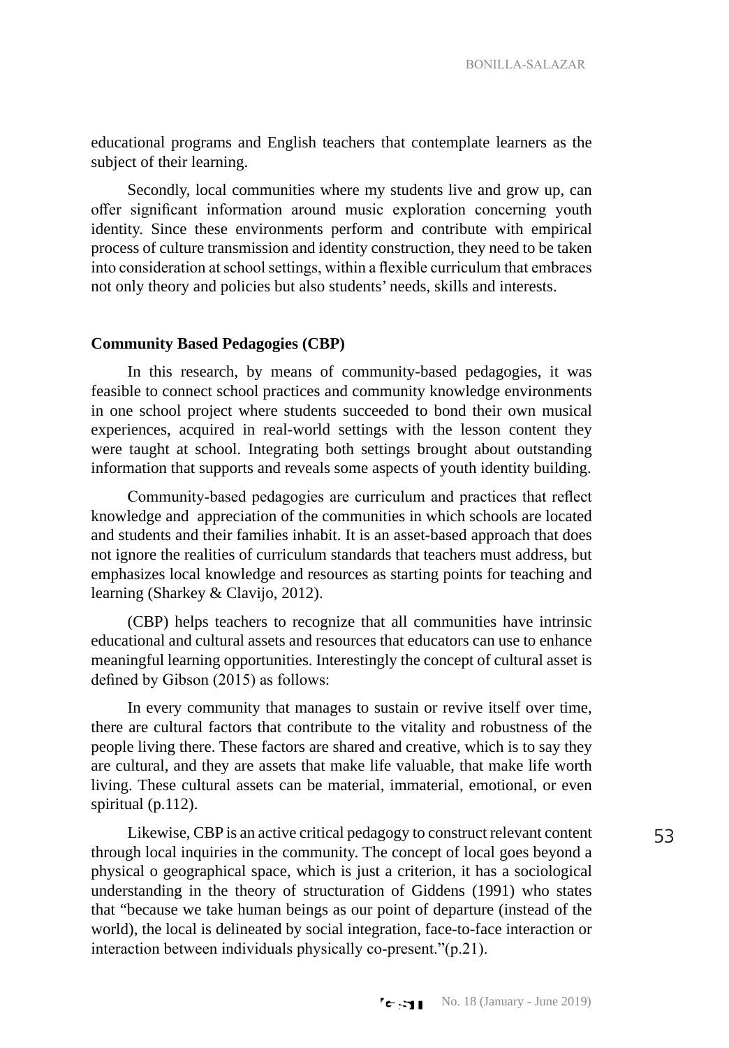educational programs and English teachers that contemplate learners as the subject of their learning.

Secondly, local communities where my students live and grow up, can offer significant information around music exploration concerning youth identity. Since these environments perform and contribute with empirical process of culture transmission and identity construction, they need to be taken into consideration at school settings, within a flexible curriculum that embraces not only theory and policies but also students' needs, skills and interests.

**Community Based Pedagogies (CBP)**

In this research, by means of community-based pedagogies, it was feasible to connect school practices and community knowledge environments in one school project where students succeeded to bond their own musical experiences, acquired in real-world settings with the lesson content they were taught at school. Integrating both settings brought about outstanding information that supports and reveals some aspects of youth identity building.

Community-based pedagogies are curriculum and practices that reflect knowledge and appreciation of the communities in which schools are located and students and their families inhabit. It is an asset-based approach that does not ignore the realities of curriculum standards that teachers must address, but emphasizes local knowledge and resources as starting points for teaching and learning (Sharkey & Clavijo, 2012).

(CBP) helps teachers to recognize that all communities have intrinsic educational and cultural assets and resources that educators can use to enhance meaningful learning opportunities. Interestingly the concept of cultural asset is defined by Gibson (2015) as follows:

In every community that manages to sustain or revive itself over time, there are cultural factors that contribute to the vitality and robustness of the people living there. These factors are shared and creative, which is to say they are cultural, and they are assets that make life valuable, that make life worth living. These cultural assets can be material, immaterial, emotional, or even spiritual (p.112).

Likewise, CBP is an active critical pedagogy to construct relevant content through local inquiries in the community. The concept of local goes beyond a physical o geographical space, which is just a criterion, it has a sociological understanding in the theory of structuration of Giddens (1991) who states that "because we take human beings as our point of departure (instead of the world), the local is delineated by social integration, face-to-face interaction or interaction between individuals physically co-present."(p.21).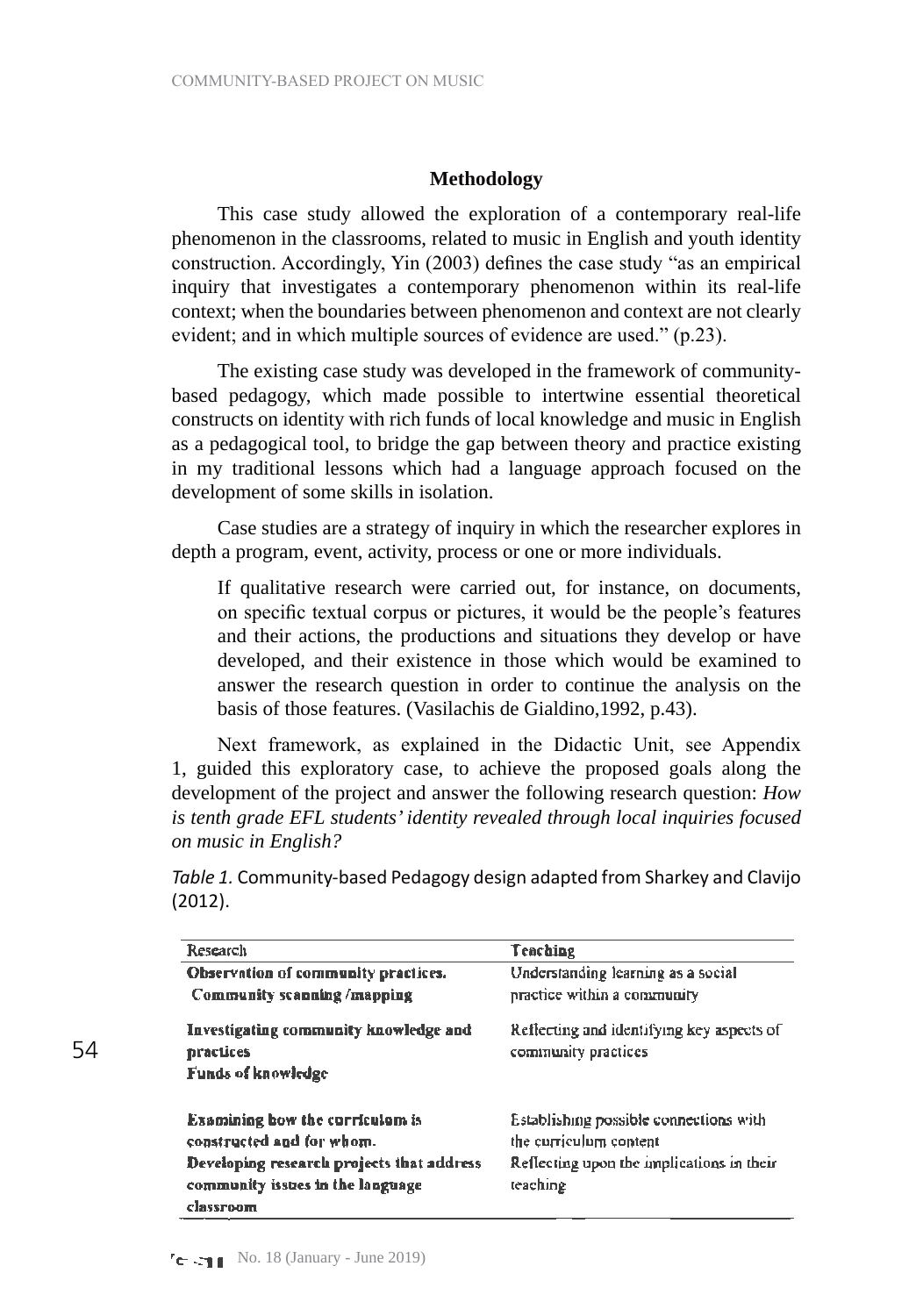## Methodology

This case study allowed the exploration of a contemporary real-life phenomenon in the classrooms, related to music in English and youth identity construction. Accordingly, Yin (2003) defines the case study "as an empirical inquiry that investigates a contemporary phenomenon within its real-life context; when the boundaries between phenomenon and context are not clearly evident; and in which multiple sources of evidence are used." (p.23).

The existing case study was developed in the framework of community-based pedagogy, which made possible to intertwine essential theoretical constructs on identity with rich funds of local knowledge and music in English as a pedagogical tool, to bridge the gap between theory and practice existing in my traditional lessons which had a language approach focused on the development of some skills in isolation.

Case studies are a strategy of inquiry in which the researcher explores in depth a program, event, activity, process or one or more individuals.

> If qualitative research were carried out, for instance, on documents, on specific textual corpus or pictures, it would be the people's features and their actions, the productions and situations they develop or have developed, and their existence in those which would be examined to answer the research question in order to continue the analysis on the basis of those features. (Vasilachis de Gialdino,1992, p.43).

Next framework, as explained in the Didactic Unit, see Appendix 1, guided this exploratory case, to achieve the proposed goals along the development of the project and answer the following research question: *How is tenth grade EFL students' identity revealed through local inquiries focused on music in English?*

*Table 1.* Community-based Pedagogy design adapted from Sharkey and Clavijo (2012).

| Research | Teaching |
|---|---|
| **Observation of community practices.** **Community scanning /mapping** | Understanding learning as a social practice within a community |
| **Investigating community knowledge and practices** **Funds of knowledge** | Reflecting and identifying key aspects of community practices |
| **Examining how the curriculum is constructed and for whom.** **Developing research projects that address community issues in the language classroom** | Establishing possible connections with the curriculum content Reflecting upon the implications in their teaching |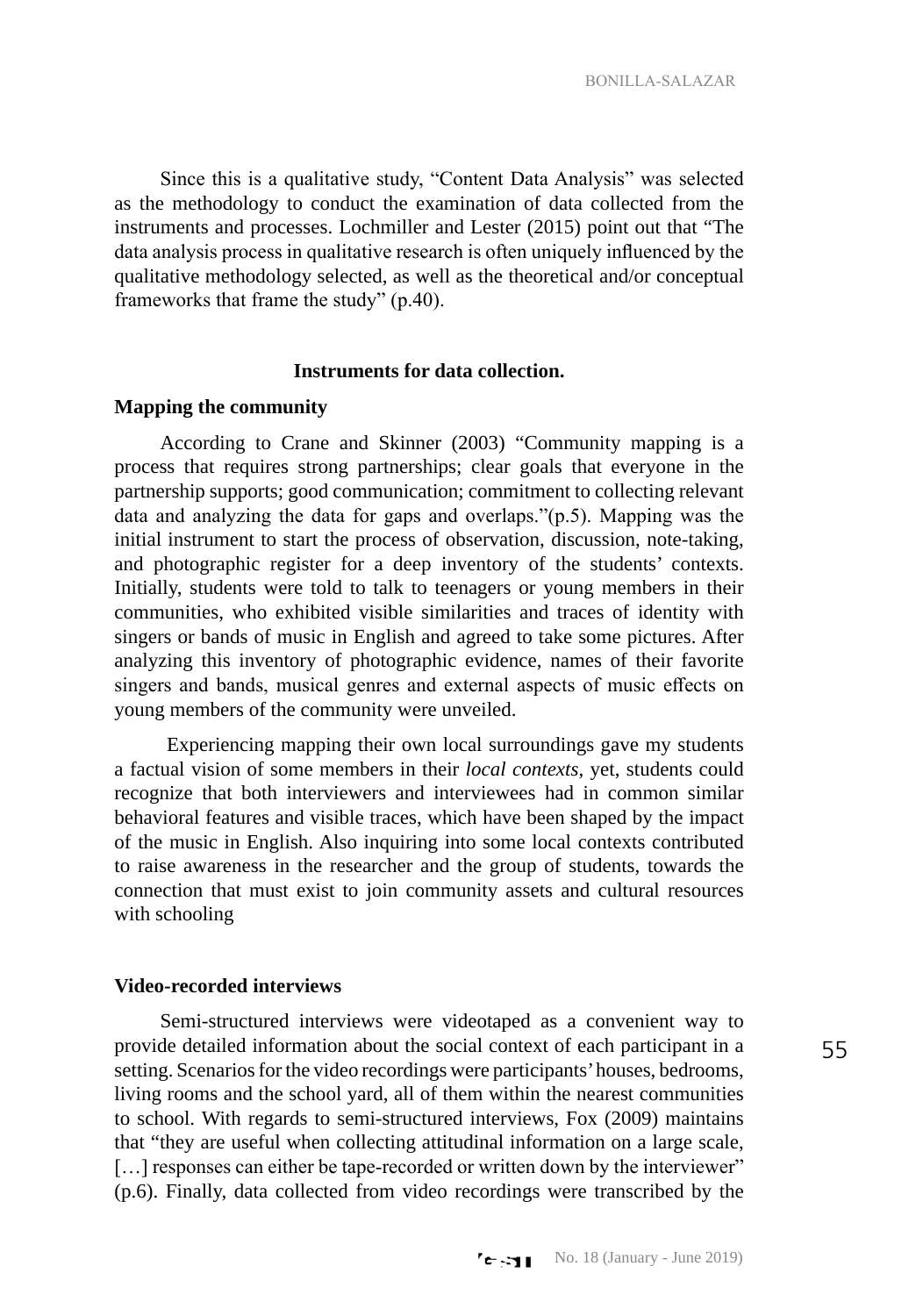Since this is a qualitative study, "Content Data Analysis" was selected as the methodology to conduct the examination of data collected from the instruments and processes. Lochmiller and Lester (2015) point out that "The data analysis process in qualitative research is often uniquely influenced by the qualitative methodology selected, as well as the theoretical and/or conceptual frameworks that frame the study" (p.40).

### Instruments for data collection.

#### Mapping the community

According to Crane and Skinner (2003) "Community mapping is a process that requires strong partnerships; clear goals that everyone in the partnership supports; good communication; commitment to collecting relevant data and analyzing the data for gaps and overlaps."(p.5). Mapping was the initial instrument to start the process of observation, discussion, note-taking, and photographic register for a deep inventory of the students' contexts. Initially, students were told to talk to teenagers or young members in their communities, who exhibited visible similarities and traces of identity with singers or bands of music in English and agreed to take some pictures. After analyzing this inventory of photographic evidence, names of their favorite singers and bands, musical genres and external aspects of music effects on young members of the community were unveiled.

Experiencing mapping their own local surroundings gave my students a factual vision of some members in their *local contexts*, yet, students could recognize that both interviewers and interviewees had in common similar behavioral features and visible traces, which have been shaped by the impact of the music in English. Also inquiring into some local contexts contributed to raise awareness in the researcher and the group of students, towards the connection that must exist to join community assets and cultural resources with schooling

#### Video-recorded interviews

Semi-structured interviews were videotaped as a convenient way to provide detailed information about the social context of each participant in a setting. Scenarios for the video recordings were participants' houses, bedrooms, living rooms and the school yard, all of them within the nearest communities to school. With regards to semi-structured interviews, Fox (2009) maintains that "they are useful when collecting attitudinal information on a large scale, […] responses can either be tape-recorded or written down by the interviewer" (p.6). Finally, data collected from video recordings were transcribed by the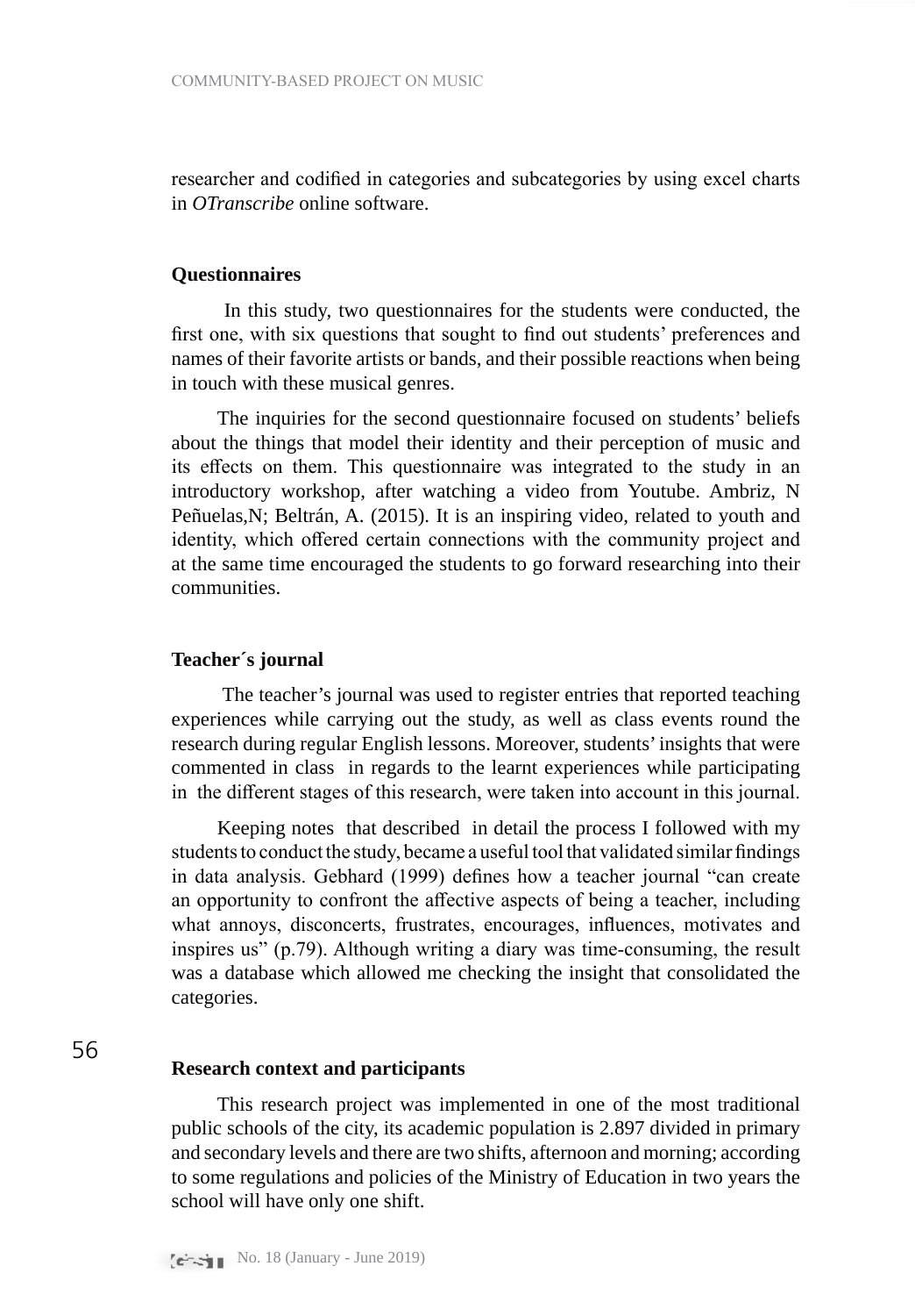researcher and codified in categories and subcategories by using excel charts in *OTranscribe* online software.

### Questionnaires

In this study, two questionnaires for the students were conducted, the first one, with six questions that sought to find out students' preferences and names of their favorite artists or bands, and their possible reactions when being in touch with these musical genres.

The inquiries for the second questionnaire focused on students' beliefs about the things that model their identity and their perception of music and its effects on them. This questionnaire was integrated to the study in an introductory workshop, after watching a video from Youtube. Ambriz, N Peñuelas,N; Beltrán, A. (2015). It is an inspiring video, related to youth and identity, which offered certain connections with the community project and at the same time encouraged the students to go forward researching into their communities.

### Teacher´s journal

The teacher's journal was used to register entries that reported teaching experiences while carrying out the study, as well as class events round the research during regular English lessons. Moreover, students' insights that were commented in class in regards to the learnt experiences while participating in the different stages of this research, were taken into account in this journal.

Keeping notes that described in detail the process I followed with my students to conduct the study, became a useful tool that validated similar findings in data analysis. Gebhard (1999) defines how a teacher journal "can create an opportunity to confront the affective aspects of being a teacher, including what annoys, disconcerts, frustrates, encourages, influences, motivates and inspires us" (p.79). Although writing a diary was time-consuming, the result was a database which allowed me checking the insight that consolidated the categories.

### Research context and participants

This research project was implemented in one of the most traditional public schools of the city, its academic population is 2.897 divided in primary and secondary levels and there are two shifts, afternoon and morning; according to some regulations and policies of the Ministry of Education in two years the school will have only one shift.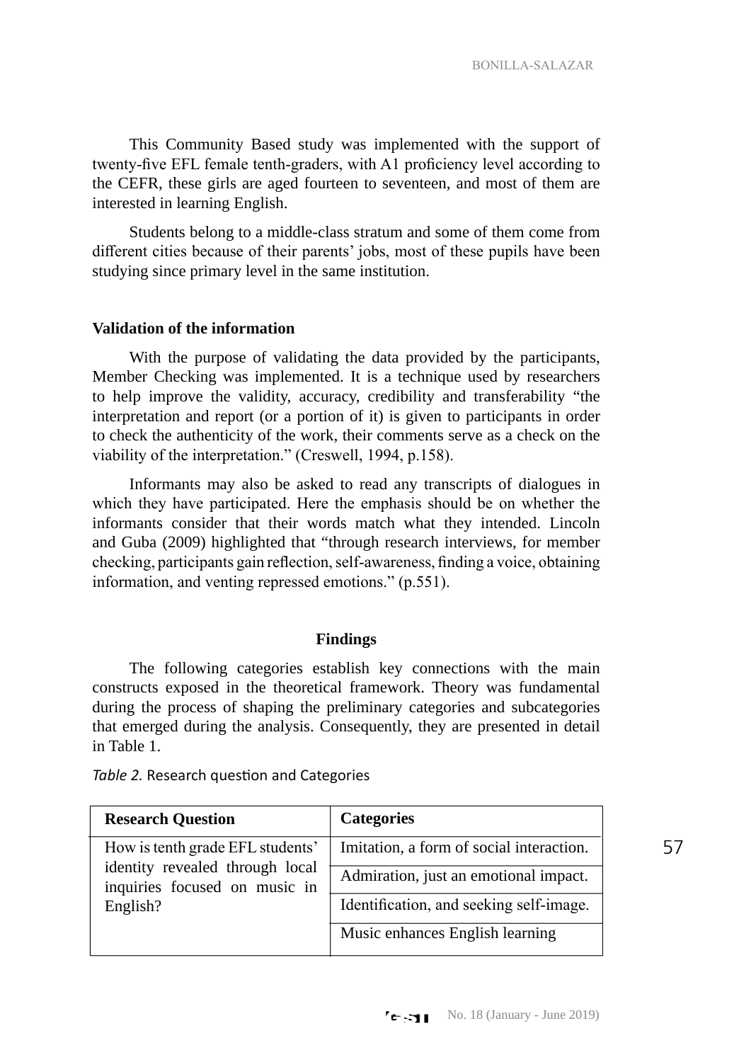This Community Based study was implemented with the support of twenty-five EFL female tenth-graders, with A1 proficiency level according to the CEFR, these girls are aged fourteen to seventeen, and most of them are interested in learning English.

Students belong to a middle-class stratum and some of them come from different cities because of their parents' jobs, most of these pupils have been studying since primary level in the same institution.

### Validation of the information

With the purpose of validating the data provided by the participants, Member Checking was implemented. It is a technique used by researchers to help improve the validity, accuracy, credibility and transferability "the interpretation and report (or a portion of it) is given to participants in order to check the authenticity of the work, their comments serve as a check on the viability of the interpretation." (Creswell, 1994, p.158).

Informants may also be asked to read any transcripts of dialogues in which they have participated. Here the emphasis should be on whether the informants consider that their words match what they intended. Lincoln and Guba (2009) highlighted that "through research interviews, for member checking, participants gain reflection, self-awareness, finding a voice, obtaining information, and venting repressed emotions." (p.551).

## Findings

The following categories establish key connections with the main constructs exposed in the theoretical framework. Theory was fundamental during the process of shaping the preliminary categories and subcategories that emerged during the analysis. Consequently, they are presented in detail in Table 1.

*Table 2.* Research question and Categories

| Research Question | Categories |
|---|---|
| How is tenth grade EFL students' identity revealed through local inquiries focused on music in English? | Imitation, a form of social interaction. |
| | Admiration, just an emotional impact. |
| | Identification, and seeking self-image. |
| | Music enhances English learning |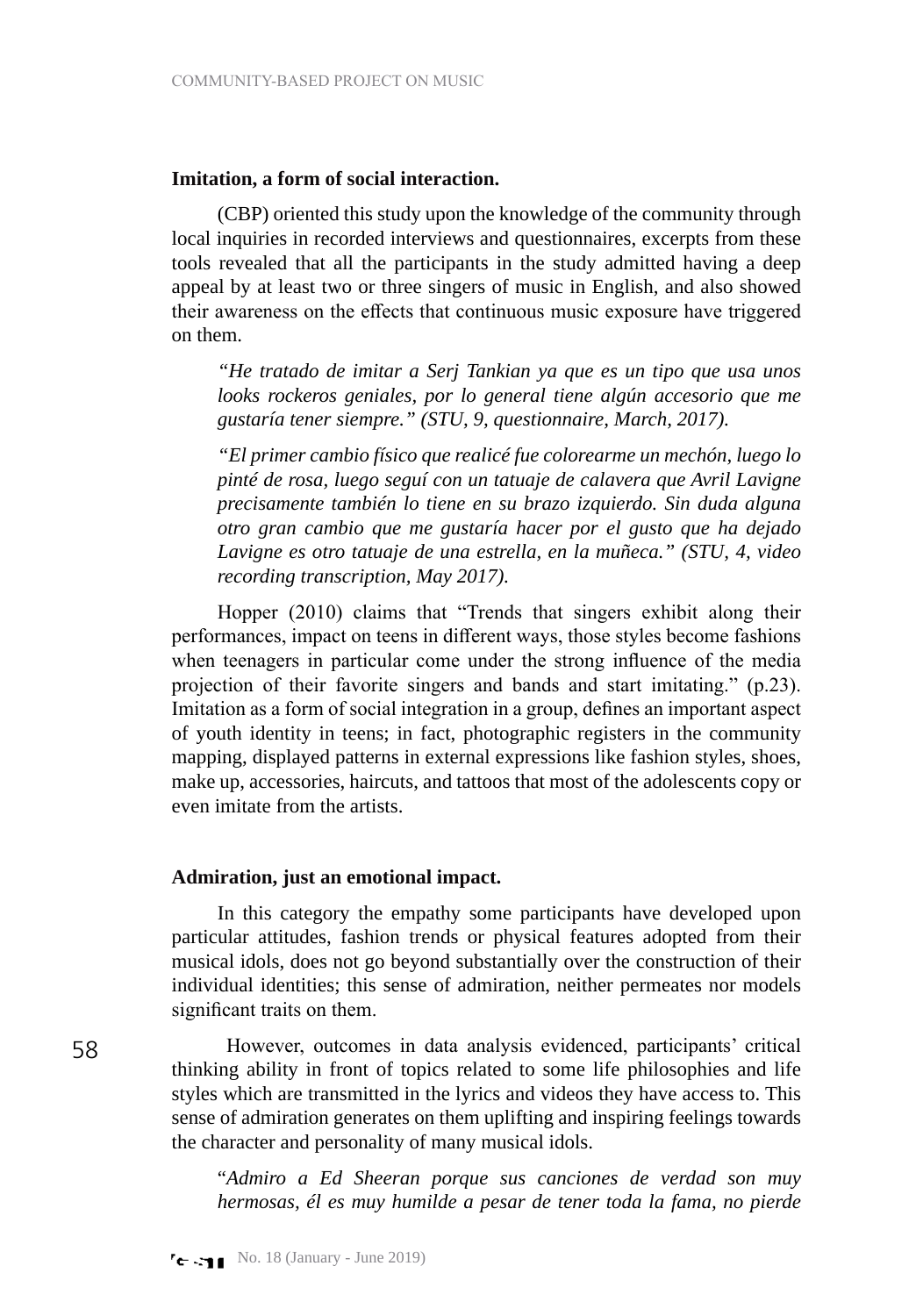**Imitation, a form of social interaction.**

(CBP) oriented this study upon the knowledge of the community through local inquiries in recorded interviews and questionnaires, excerpts from these tools revealed that all the participants in the study admitted having a deep appeal by at least two or three singers of music in English, and also showed their awareness on the effects that continuous music exposure have triggered on them.

> *"He tratado de imitar a Serj Tankian ya que es un tipo que usa unos looks rockeros geniales, por lo general tiene algún accesorio que me gustaría tener siempre." (STU, 9, questionnaire, March, 2017).*

> *"El primer cambio físico que realicé fue colorearme un mechón, luego lo pinté de rosa, luego seguí con un tatuaje de calavera que Avril Lavigne precisamente también lo tiene en su brazo izquierdo. Sin duda alguna otro gran cambio que me gustaría hacer por el gusto que ha dejado Lavigne es otro tatuaje de una estrella, en la muñeca." (STU, 4, video recording transcription, May 2017).*

Hopper (2010) claims that "Trends that singers exhibit along their performances, impact on teens in different ways, those styles become fashions when teenagers in particular come under the strong influence of the media projection of their favorite singers and bands and start imitating." (p.23). Imitation as a form of social integration in a group, defines an important aspect of youth identity in teens; in fact, photographic registers in the community mapping, displayed patterns in external expressions like fashion styles, shoes, make up, accessories, haircuts, and tattoos that most of the adolescents copy or even imitate from the artists.

**Admiration, just an emotional impact.**

In this category the empathy some participants have developed upon particular attitudes, fashion trends or physical features adopted from their musical idols, does not go beyond substantially over the construction of their individual identities; this sense of admiration, neither permeates nor models significant traits on them.

However, outcomes in data analysis evidenced, participants' critical thinking ability in front of topics related to some life philosophies and life styles which are transmitted in the lyrics and videos they have access to. This sense of admiration generates on them uplifting and inspiring feelings towards the character and personality of many musical idols.

> "*Admiro a Ed Sheeran porque sus canciones de verdad son muy hermosas, él es muy humilde a pesar de tener toda la fama, no pierde*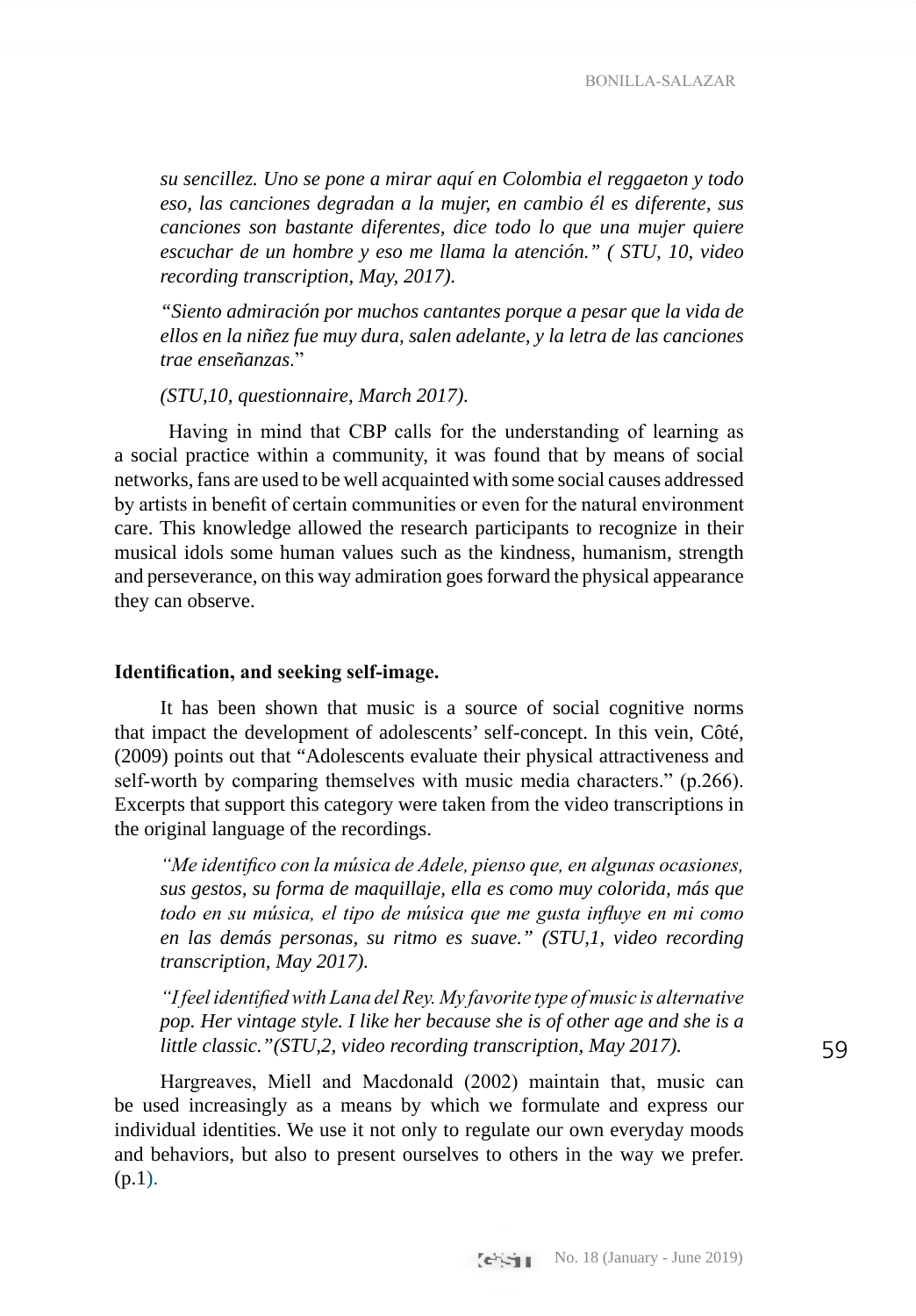*su sencillez. Uno se pone a mirar aquí en Colombia el reggaeton y todo eso, las canciones degradan a la mujer, en cambio él es diferente, sus canciones son bastante diferentes, dice todo lo que una mujer quiere escuchar de un hombre y eso me llama la atención." ( STU, 10, video recording transcription, May, 2017).*

*"Siento admiración por muchos cantantes porque a pesar que la vida de ellos en la niñez fue muy dura, salen adelante, y la letra de las canciones trae enseñanzas*."

*(STU,10, questionnaire, March 2017).*

Having in mind that CBP calls for the understanding of learning as a social practice within a community, it was found that by means of social networks, fans are used to be well acquainted with some social causes addressed by artists in benefit of certain communities or even for the natural environment care. This knowledge allowed the research participants to recognize in their musical idols some human values such as the kindness, humanism, strength and perseverance, on this way admiration goes forward the physical appearance they can observe.

### Identification, and seeking self-image.

It has been shown that music is a source of social cognitive norms that impact the development of adolescents' self-concept. In this vein, Côté, (2009) points out that "Adolescents evaluate their physical attractiveness and self-worth by comparing themselves with music media characters." (p.266). Excerpts that support this category were taken from the video transcriptions in the original language of the recordings.

*"Me identifico con la música de Adele, pienso que, en algunas ocasiones, sus gestos, su forma de maquillaje, ella es como muy colorida, más que todo en su música, el tipo de música que me gusta influye en mi como en las demás personas, su ritmo es suave." (STU,1, video recording transcription, May 2017).*

*"I feel identified with Lana del Rey. My favorite type of music is alternative pop. Her vintage style. I like her because she is of other age and she is a little classic."(STU,2, video recording transcription, May 2017).*

Hargreaves, Miell and Macdonald (2002) maintain that, music can be used increasingly as a means by which we formulate and express our individual identities. We use it not only to regulate our own everyday moods and behaviors, but also to present ourselves to others in the way we prefer. (p.1).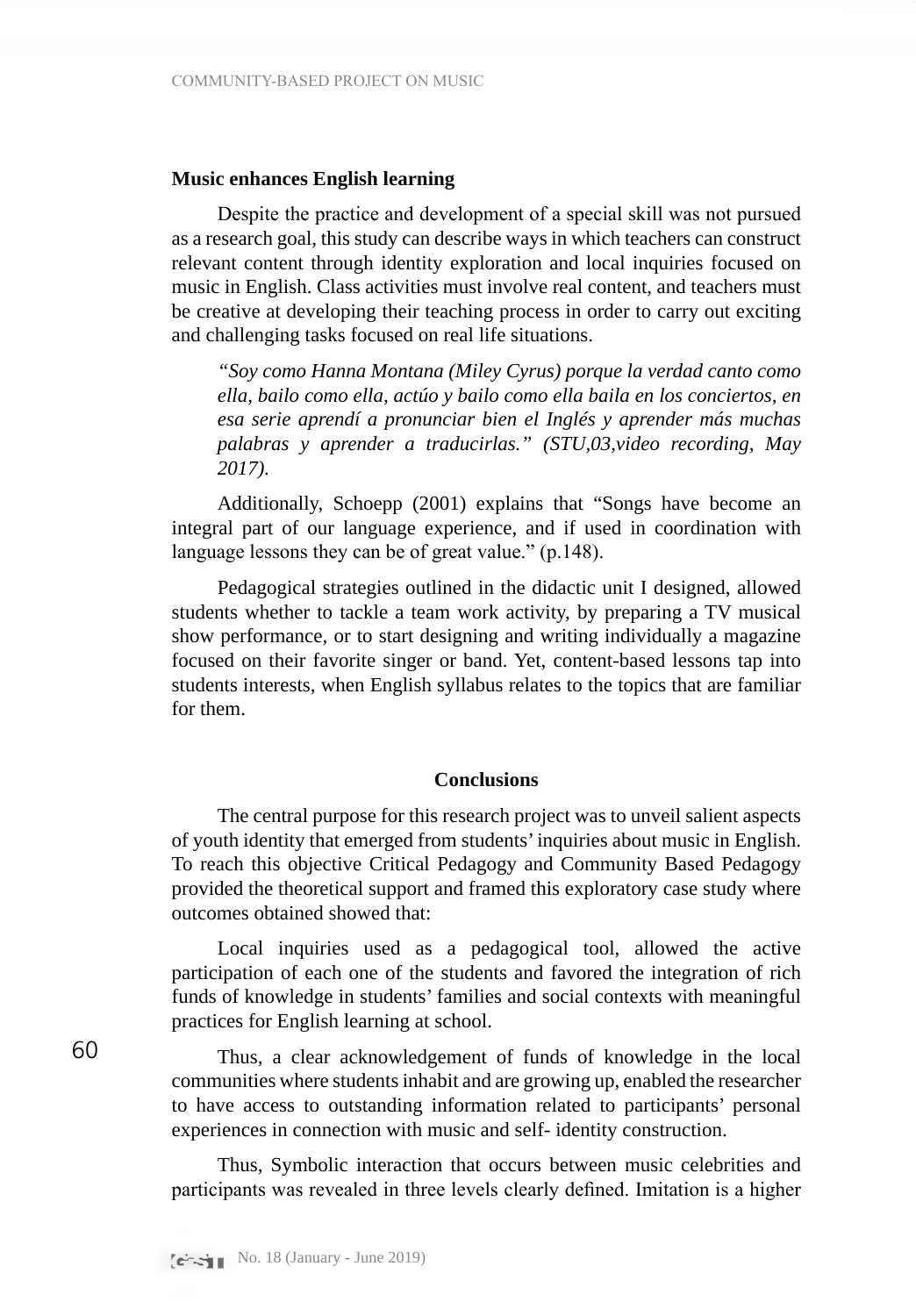**Music enhances English learning**

Despite the practice and development of a special skill was not pursued as a research goal, this study can describe ways in which teachers can construct relevant content through identity exploration and local inquiries focused on music in English. Class activities must involve real content, and teachers must be creative at developing their teaching process in order to carry out exciting and challenging tasks focused on real life situations.

> *"Soy como Hanna Montana (Miley Cyrus) porque la verdad canto como ella, bailo como ella, actúo y bailo como ella baila en los conciertos, en esa serie aprendí a pronunciar bien el Inglés y aprender más muchas palabras y aprender a traducirlas." (STU,03,video recording, May 2017).*

Additionally, Schoepp (2001) explains that "Songs have become an integral part of our language experience, and if used in coordination with language lessons they can be of great value." (p.148).

Pedagogical strategies outlined in the didactic unit I designed, allowed students whether to tackle a team work activity, by preparing a TV musical show performance, or to start designing and writing individually a magazine focused on their favorite singer or band. Yet, content-based lessons tap into students interests, when English syllabus relates to the topics that are familiar for them.

## Conclusions

The central purpose for this research project was to unveil salient aspects of youth identity that emerged from students' inquiries about music in English. To reach this objective Critical Pedagogy and Community Based Pedagogy provided the theoretical support and framed this exploratory case study where outcomes obtained showed that:

Local inquiries used as a pedagogical tool, allowed the active participation of each one of the students and favored the integration of rich funds of knowledge in students' families and social contexts with meaningful practices for English learning at school.

Thus, a clear acknowledgement of funds of knowledge in the local communities where students inhabit and are growing up, enabled the researcher to have access to outstanding information related to participants' personal experiences in connection with music and self- identity construction.

Thus, Symbolic interaction that occurs between music celebrities and participants was revealed in three levels clearly defined. Imitation is a higher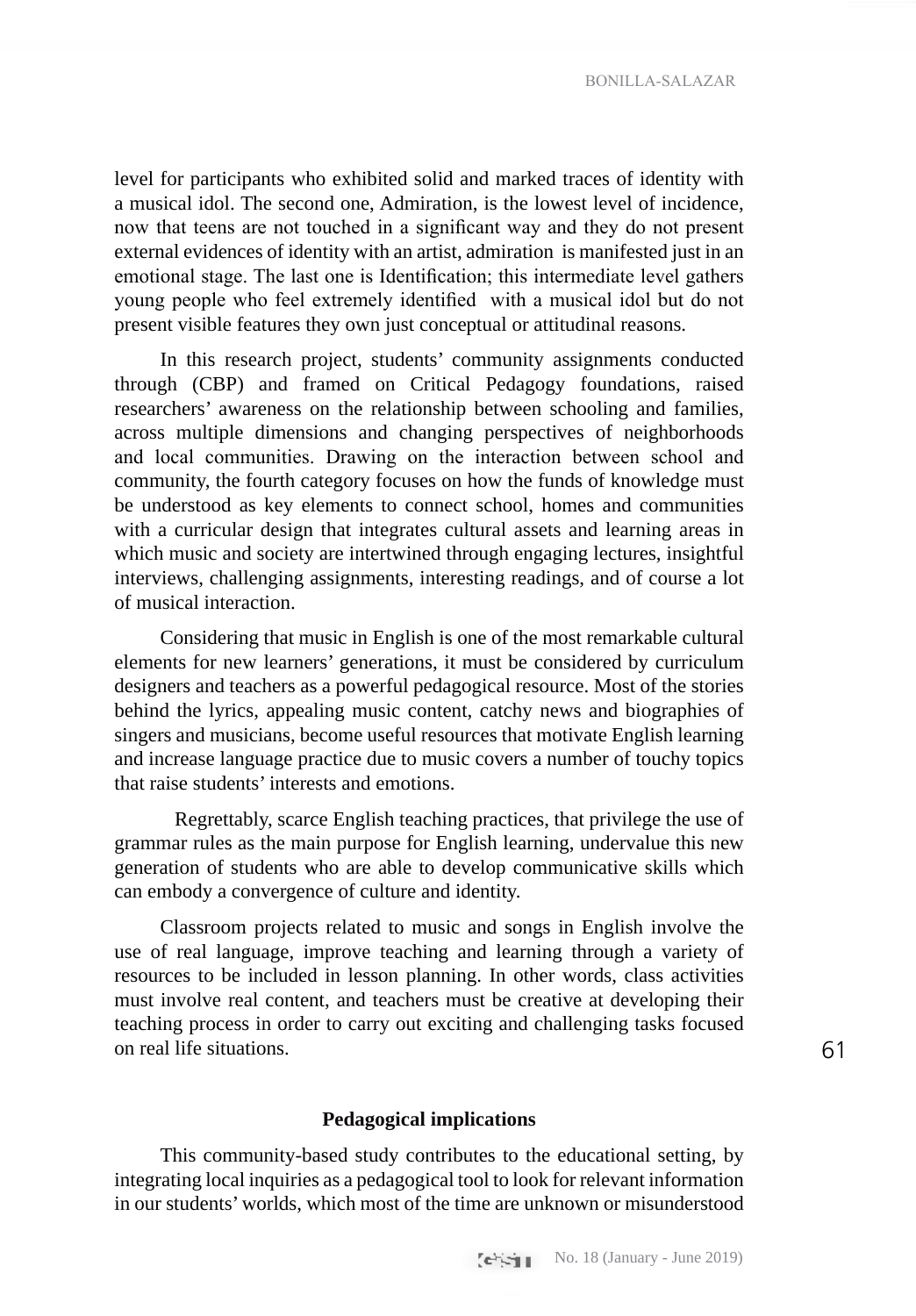level for participants who exhibited solid and marked traces of identity with a musical idol. The second one, Admiration, is the lowest level of incidence, now that teens are not touched in a significant way and they do not present external evidences of identity with an artist, admiration is manifested just in an emotional stage. The last one is Identification; this intermediate level gathers young people who feel extremely identified with a musical idol but do not present visible features they own just conceptual or attitudinal reasons.

In this research project, students' community assignments conducted through (CBP) and framed on Critical Pedagogy foundations, raised researchers' awareness on the relationship between schooling and families, across multiple dimensions and changing perspectives of neighborhoods and local communities. Drawing on the interaction between school and community, the fourth category focuses on how the funds of knowledge must be understood as key elements to connect school, homes and communities with a curricular design that integrates cultural assets and learning areas in which music and society are intertwined through engaging lectures, insightful interviews, challenging assignments, interesting readings, and of course a lot of musical interaction.

Considering that music in English is one of the most remarkable cultural elements for new learners' generations, it must be considered by curriculum designers and teachers as a powerful pedagogical resource. Most of the stories behind the lyrics, appealing music content, catchy news and biographies of singers and musicians, become useful resources that motivate English learning and increase language practice due to music covers a number of touchy topics that raise students' interests and emotions.

Regrettably, scarce English teaching practices, that privilege the use of grammar rules as the main purpose for English learning, undervalue this new generation of students who are able to develop communicative skills which can embody a convergence of culture and identity.

Classroom projects related to music and songs in English involve the use of real language, improve teaching and learning through a variety of resources to be included in lesson planning. In other words, class activities must involve real content, and teachers must be creative at developing their teaching process in order to carry out exciting and challenging tasks focused on real life situations.

## Pedagogical implications

This community-based study contributes to the educational setting, by integrating local inquiries as a pedagogical tool to look for relevant information in our students' worlds, which most of the time are unknown or misunderstood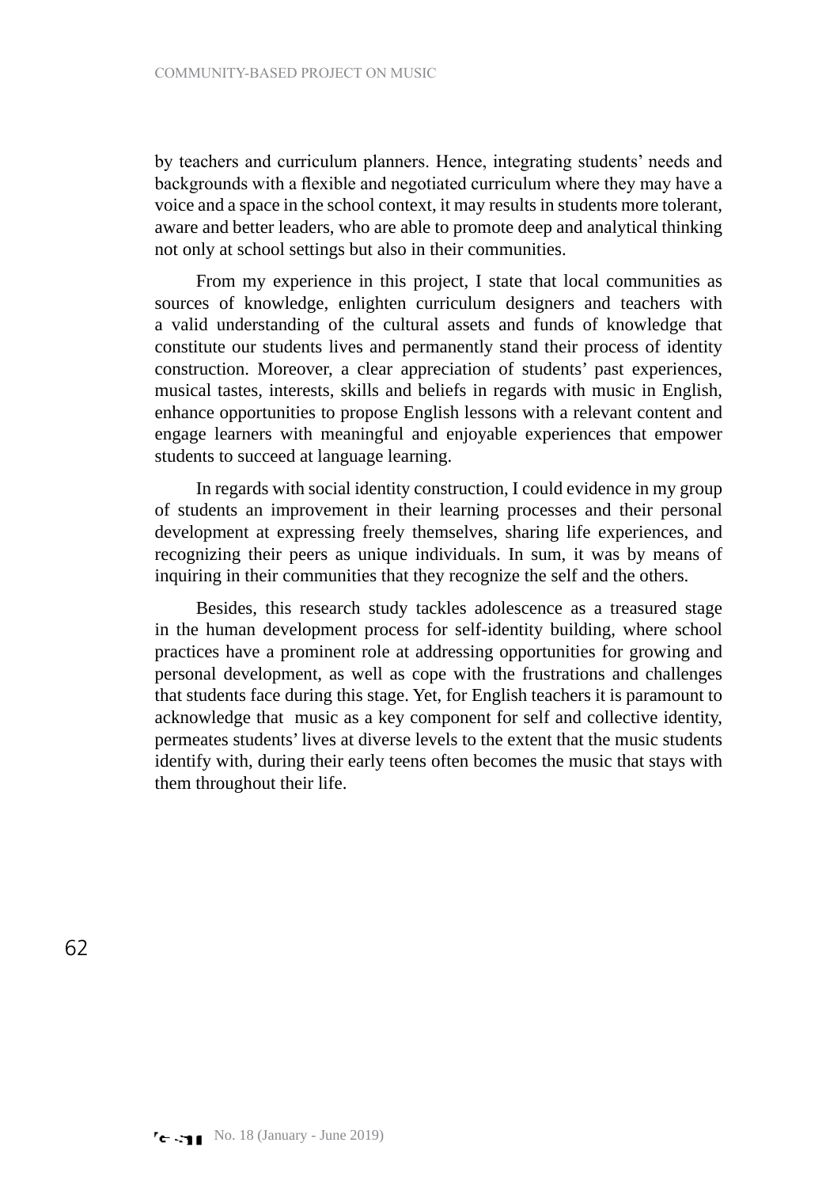by teachers and curriculum planners. Hence, integrating students' needs and backgrounds with a flexible and negotiated curriculum where they may have a voice and a space in the school context, it may results in students more tolerant, aware and better leaders, who are able to promote deep and analytical thinking not only at school settings but also in their communities.

From my experience in this project, I state that local communities as sources of knowledge, enlighten curriculum designers and teachers with a valid understanding of the cultural assets and funds of knowledge that constitute our students lives and permanently stand their process of identity construction. Moreover, a clear appreciation of students' past experiences, musical tastes, interests, skills and beliefs in regards with music in English, enhance opportunities to propose English lessons with a relevant content and engage learners with meaningful and enjoyable experiences that empower students to succeed at language learning.

In regards with social identity construction, I could evidence in my group of students an improvement in their learning processes and their personal development at expressing freely themselves, sharing life experiences, and recognizing their peers as unique individuals. In sum, it was by means of inquiring in their communities that they recognize the self and the others.

Besides, this research study tackles adolescence as a treasured stage in the human development process for self-identity building, where school practices have a prominent role at addressing opportunities for growing and personal development, as well as cope with the frustrations and challenges that students face during this stage. Yet, for English teachers it is paramount to acknowledge that music as a key component for self and collective identity, permeates students' lives at diverse levels to the extent that the music students identify with, during their early teens often becomes the music that stays with them throughout their life.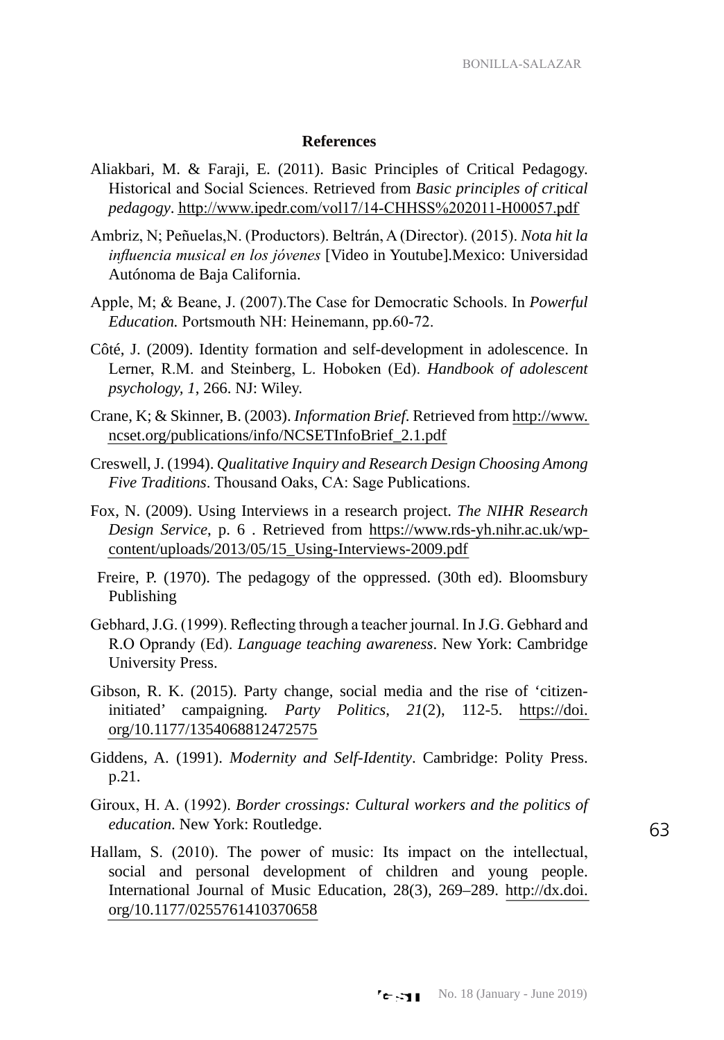## References

Aliakbari, M. & Faraji, E. (2011). Basic Principles of Critical Pedagogy. Historical and Social Sciences. Retrieved from *Basic principles of critical pedagogy*. http://www.ipedr.com/vol17/14-CHHSS%202011-H00057.pdf

Ambriz, N; Peñuelas,N. (Productors). Beltrán, A (Director). (2015). *Nota hit la influencia musical en los jóvenes* [Video in Youtube].Mexico: Universidad Autónoma de Baja California.

Apple, M; & Beane, J. (2007).The Case for Democratic Schools. In *Powerful Education.* Portsmouth NH: Heinemann, pp.60-72.

Côté, J. (2009). Identity formation and self-development in adolescence. In Lerner, R.M. and Steinberg, L. Hoboken (Ed). *Handbook of adolescent psychology, 1*, 266. NJ: Wiley.

Crane, K; & Skinner, B. (2003). *Information Brief*. Retrieved from http://www.ncset.org/publications/info/NCSETInfoBrief_2.1.pdf

Creswell, J. (1994). *Qualitative Inquiry and Research Design Choosing Among Five Traditions*. Thousand Oaks, CA: Sage Publications.

Fox, N. (2009). Using Interviews in a research project. *The NIHR Research Design Service*, p. 6 . Retrieved from https://www.rds-yh.nihr.ac.uk/wp-content/uploads/2013/05/15_Using-Interviews-2009.pdf

Freire, P. (1970). The pedagogy of the oppressed. (30th ed). Bloomsbury Publishing

Gebhard, J.G. (1999). Reflecting through a teacher journal. In J.G. Gebhard and R.O Oprandy (Ed). *Language teaching awareness*. New York: Cambridge University Press.

Gibson, R. K. (2015). Party change, social media and the rise of 'citizen-initiated' campaigning. *Party Politics*, *21*(2), 112-5. https://doi.org/10.1177/1354068812472575

Giddens, A. (1991). *Modernity and Self-Identity*. Cambridge: Polity Press. p.21.

Giroux, H. A. (1992). *Border crossings: Cultural workers and the politics of education*. New York: Routledge.

Hallam, S. (2010). The power of music: Its impact on the intellectual, social and personal development of children and young people. International Journal of Music Education, 28(3), 269–289. http://dx.doi.org/10.1177/0255761410370658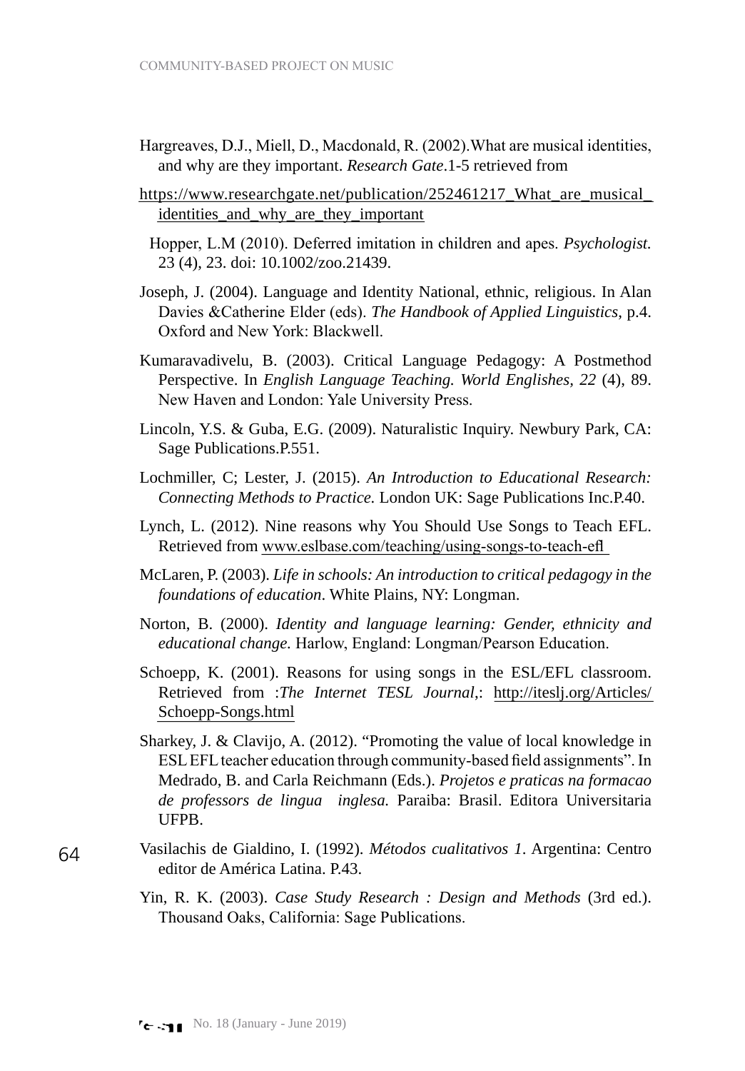Hargreaves, D.J., Miell, D., Macdonald, R. (2002).What are musical identities, and why are they important. *Research Gate*.1-5 retrieved from

https://www.researchgate.net/publication/252461217_What_are_musical_identities_and_why_are_they_important

Hopper, L.M (2010). Deferred imitation in children and apes. *Psychologist.* 23 (4), 23. doi: 10.1002/zoo.21439.

Joseph, J. (2004). Language and Identity National, ethnic, religious. In Alan Davies &Catherine Elder (eds). *The Handbook of Applied Linguistics*, p.4. Oxford and New York: Blackwell.

Kumaravadivelu, B. (2003). Critical Language Pedagogy: A Postmethod Perspective. In *English Language Teaching. World Englishes, 22* (4), 89. New Haven and London: Yale University Press.

Lincoln, Y.S. & Guba, E.G. (2009). Naturalistic Inquiry. Newbury Park, CA: Sage Publications.P.551.

Lochmiller, C; Lester, J. (2015). *An Introduction to Educational Research: Connecting Methods to Practice.* London UK: Sage Publications Inc.P.40.

Lynch, L. (2012). Nine reasons why You Should Use Songs to Teach EFL. Retrieved from www.eslbase.com/teaching/using-songs-to-teach-efl

McLaren, P. (2003). *Life in schools: An introduction to critical pedagogy in the foundations of education*. White Plains, NY: Longman.

Norton, B. (2000). *Identity and language learning: Gender, ethnicity and educational change.* Harlow, England: Longman/Pearson Education.

Schoepp, K. (2001). Reasons for using songs in the ESL/EFL classroom. Retrieved from :*The Internet TESL Journal*,: http://iteslj.org/Articles/Schoepp-Songs.html

Sharkey, J. & Clavijo, A. (2012). "Promoting the value of local knowledge in ESL EFL teacher education through community-based field assignments". In Medrado, B. and Carla Reichmann (Eds.). *Projetos e praticas na formacao de professors de lingua inglesa.* Paraiba: Brasil. Editora Universitaria UFPB.

Vasilachis de Gialdino, I. (1992). *Métodos cualitativos 1*. Argentina: Centro editor de América Latina. P.43.

Yin, R. K. (2003). *Case Study Research : Design and Methods* (3rd ed.). Thousand Oaks, California: Sage Publications.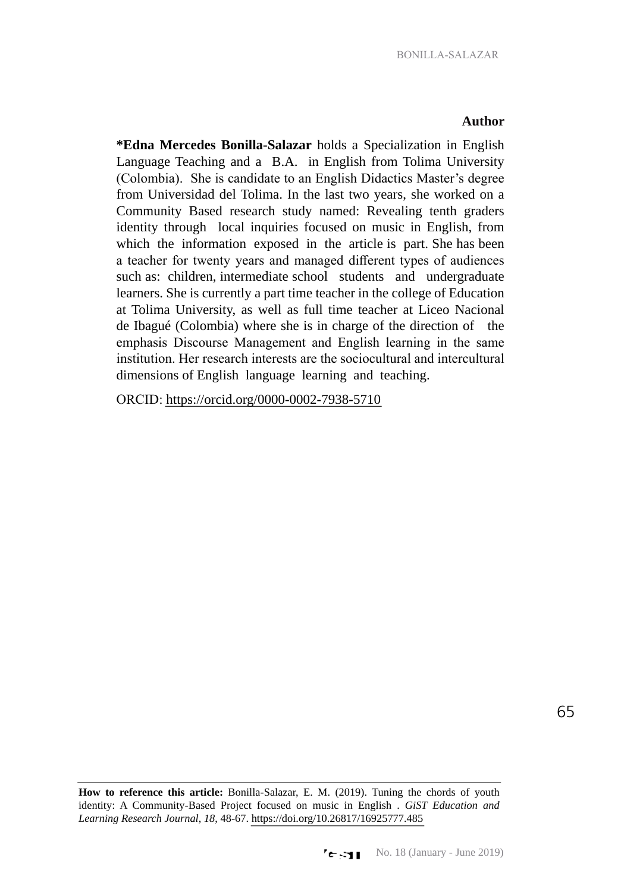**Author**

***Edna Mercedes Bonilla-Salazar** holds a Specialization in English Language Teaching and a B.A. in English from Tolima University (Colombia). She is candidate to an English Didactics Master's degree from Universidad del Tolima. In the last two years, she worked on a Community Based research study named: Revealing tenth graders identity through local inquiries focused on music in English, from which the information exposed in the article is part. She has been a teacher for twenty years and managed different types of audiences such as: children, intermediate school students and undergraduate learners. She is currently a part time teacher in the college of Education at Tolima University, as well as full time teacher at Liceo Nacional de Ibagué (Colombia) where she is in charge of the direction of the emphasis Discourse Management and English learning in the same institution. Her research interests are the sociocultural and intercultural dimensions of English language learning and teaching.

ORCID: https://orcid.org/0000-0002-7938-5710

**How to reference this article:** Bonilla-Salazar, E. M. (2019). Tuning the chords of youth identity: A Community-Based Project focused on music in English . *GiST Education and Learning Research Journal*, *18*, 48-67. https://doi.org/10.26817/16925777.485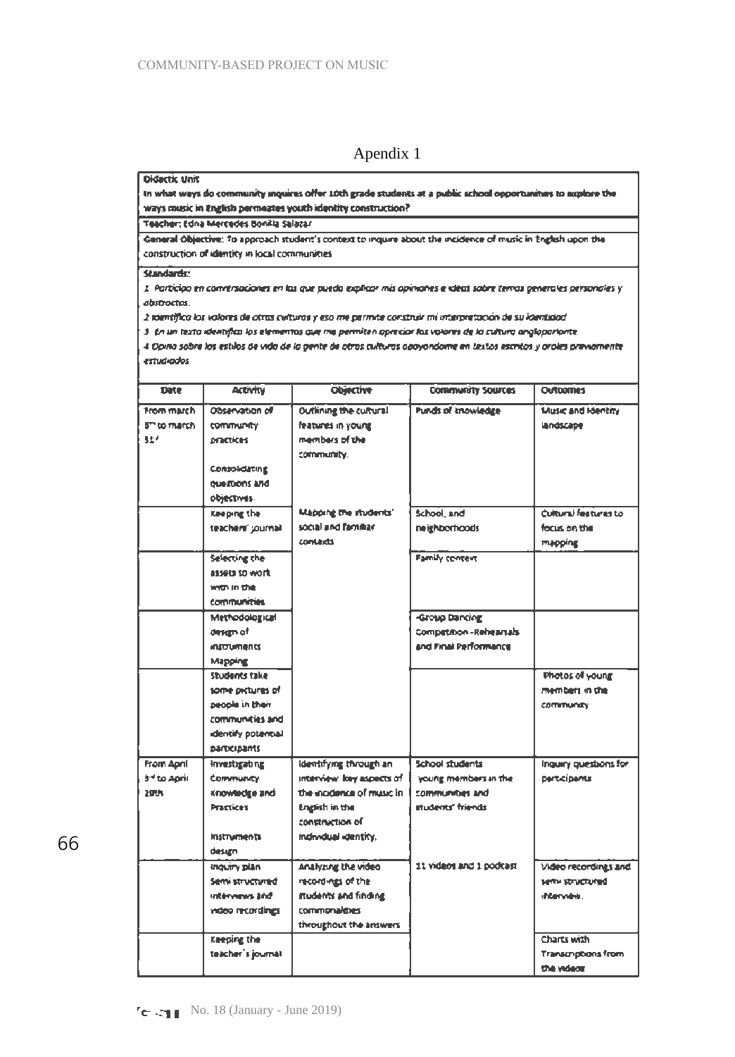# Apendix 1

| Didactic Unit | | | | |
|---|---|---|---|---|
| In what ways do community inquires offer 10th grade students at a public school opportunities to explore the ways music in English permeates youth identity construction? | | | | |
| Teacher: Edna Mercedes Bonilla Salazar | | | | |
| **General Objective:** To approach student's context to inquire about the incidence of music in English upon the construction of identity in local communities | | | | |
| **Standards:**<br>1. *Participo en conversaciones en las que puedo explicar mis opiniones e ideas sobre temas generales personales y abstractos.*<br>2. *Identifico los valores de otras culturas y eso me permite construir mi interpretación de su identidad*<br>3. *En un texto identifico los elementos que me permiten apreciar los valores de la cultura angloparlante.*<br>4. *Opino sobre los estilos de vida de la gente de otras culturas apoyándome en textos escritos y orales previamente estudiados* | | | | |
| **Date** | **Activity** | **Objective** | **Community Sources** | **Outcomes** |
| From march 5th to march 31st | Observation of community practices<br><br>Consolidating questions and objectives. | Outlining the cultural features in young members of the community. | Funds of knowledge | Music and Identity landscape |
| | Keeping the teachers' journal | Mapping the students' social and familiar contexts | School, and neighborhoods | Cultural features to focus on the mapping |
| | Selecting the assets to work with in the communities | | Family context | |
| | Methodological design of instruments Mapping | | -Group Dancing Competition -Rehearsals and Final Performance | |
| | Students take some pictures of people in their communities and identify potencial participants | | | Photos of young members in the community |
| From April 3rd to April 28th | Investigating Community Knowledge and Practices<br><br>Instruments design | Identifying through an interview key aspects of the incidence of music in English in the construction of individual identity. | School students young members in the communities and students' friends | Inquiry questions for participants |
| | Inquiry plan Semi structured interviews and video recordings | Analyzing the video recordings of the students and finding commonalities throughout the answers | 11 videos and 1 podcast | Video recordings and semi structured interviews. |
| | Keeping the teacher's journal | | | Charts with Transcriptions from the videos |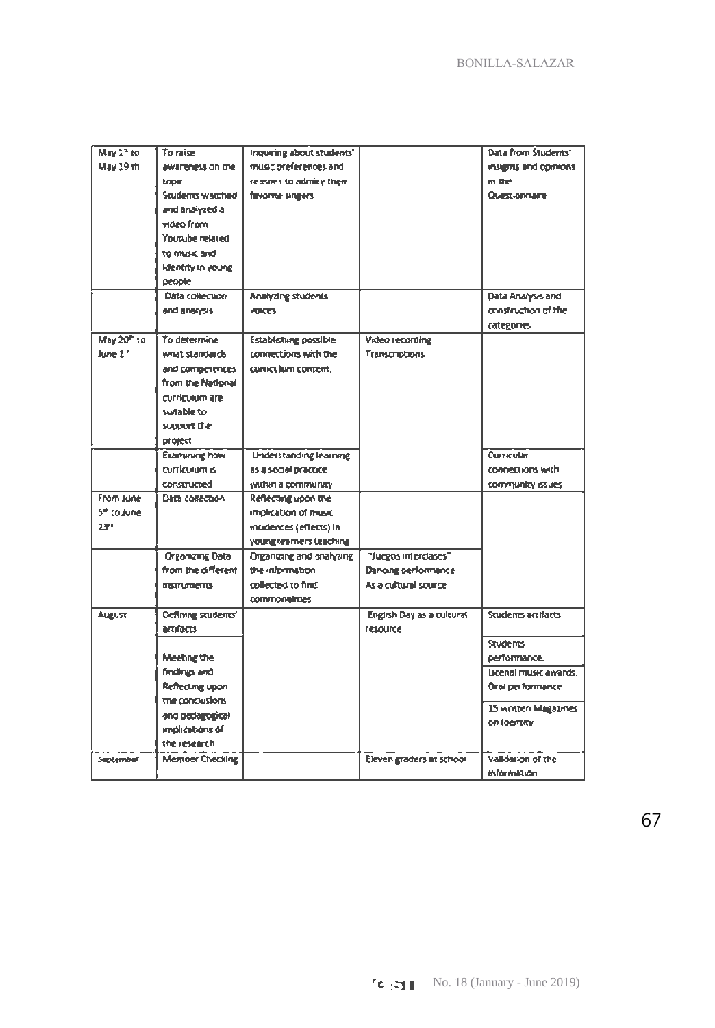| | | | | |
|---|---|---|---|---|
| May 1st to May 19 th | To raise awareness on the topic. Students watched and analyzed a video from Youtube related to music and identity in young people. | Inquiring about students' music preferences and reasons to admire their favorite singers | | Data from Students' insights and opinions in the Questionnaire |
| | Data collection and analysis | Analyzing students voices | | Data Analysis and construction of the categories |
| May 20th to June 1st | To determine what standards and competences from the National curriculum are suitable to support the project | Establishing possible connections with the curriculum content. | Video recording Transcriptions | |
| | Examining how curriculum is constructed | Understanding learning as a social practice within a community | | Curricular connections with community issues |
| From June 5th to June 23rd | Data collection | Reflecting upon the implication of music incidences (effects) in young learners teaching | | |
| | Organizing Data from the different instruments | Organizing and analyzing the information collected to find commonalities | "Juegos Interclases" Dancing performance As a cultural source | |
| August | Defining students' artifacts | | English Day as a cultural resource | Students artifacts |
| | Meeting the findings and Reflecting upon the conclusions and pedagogical implications of the research | | | Students performance. Licenal music awards. Oral performance 15 written Magazines on Identity |
| September | Member Checking | | Eleven graders at school | Validation of the information |